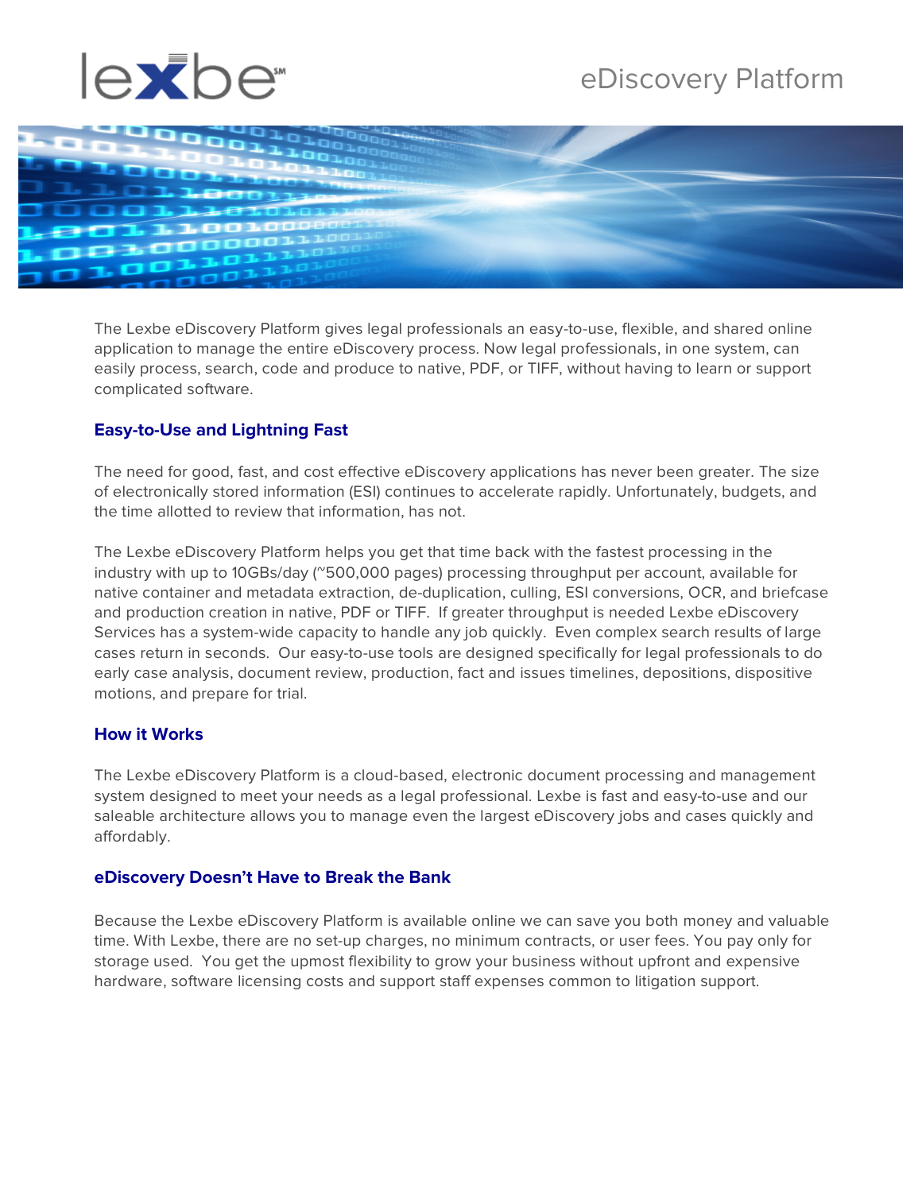# lexbe eDiscovery Platform

The Lexbe eDiscovery Platform gives legal professionals an easy-to-use, flexible, and shared online application to manage the entire eDiscovery process. Now legal professionals, in one system, can easily process, search, code and produce to native, PDF, or TIFF, without having to learn or support complicated software.

## Easy-to-Use and Lightning Fast

The need for good, fast, and cost effective eDiscovery applications has never been greater. The size of electronically stored information (ESI) continues to accelerate rapidly. Unfortunately, budgets, and the time allotted to review that information, has not.

The Lexbe eDiscovery Platform helps you get that time back with the fastest processing in the industry with up to 10GBs/day (~500,000 pages) processing throughput per account, available for native container and metadata extraction, de-duplication, culling, ESI conversions, OCR, and briefcase and production creation in native, PDF or TIFF. If greater throughput is needed Lexbe eDiscovery Services has a system-wide capacity to handle any job quickly. Even complex search results of large cases return in seconds. Our easy-to-use tools are designed specifically for legal professionals to do early case analysis, document review, production, fact and issues timelines, depositions, dispositive motions, and prepare for trial.

## How it Works

The Lexbe eDiscovery Platform is a cloud-based, electronic document processing and management system designed to meet your needs as a legal professional. Lexbe is fast and easy-to-use and our saleable architecture allows you to manage even the largest eDiscovery jobs and cases quickly and affordably.

## eDiscovery Doesn't Have to Break the Bank

Because the Lexbe eDiscovery Platform is available online we can save you both money and valuable time. With Lexbe, there are no set-up charges, no minimum contracts, or user fees. You pay only for storage used. You get the upmost flexibility to grow your business without upfront and expensive hardware, software licensing costs and support staff expenses common to litigation support.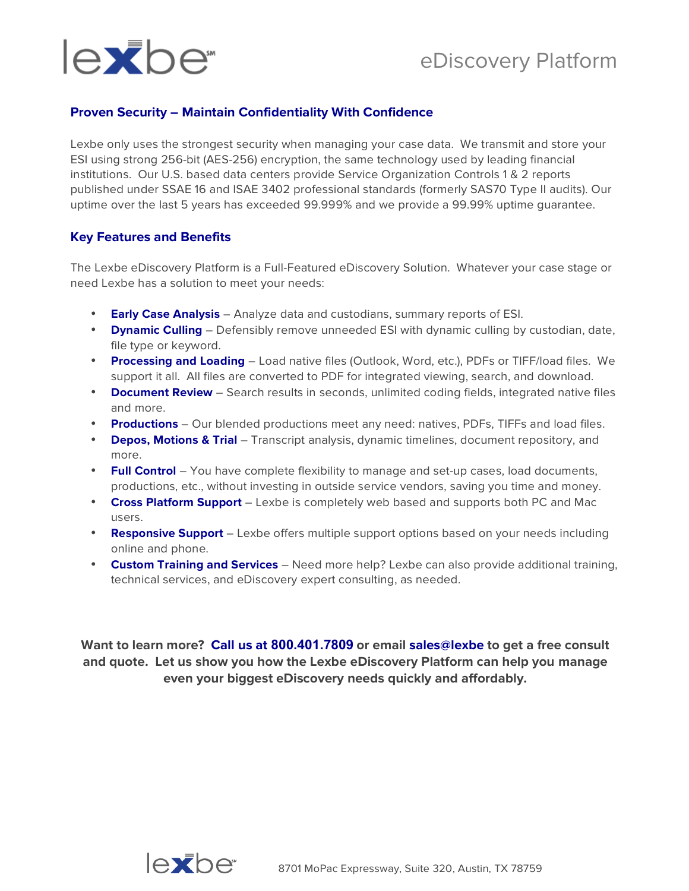## Proven Security – Maintain Confidentiality With Confidence

Lexbe only uses the strongest security when managing your case data. We transmit and store your ESI using strong 256-bit (AES-256) encryption, the same technology used by leading financial institutions. Our U.S. based data centers provide Service Organization Controls 1 & 2 reports published under SSAE 16 and ISAE 3402 professional standards (formerly SAS70 Type II audits). Our uptime over the last 5 years has exceeded 99.999% and we provide a 99.99% uptime guarantee.

## Key Features and Benefits

The Lexbe eDiscovery Platform is a Full-Featured eDiscovery Solution. Whatever your case stage or need Lexbe has a solution to meet your needs:

- **Early Case Analysis** – Analyze data and custodians, summary reports of ESI.
- **Dynamic Culling** – Defensibly remove unneeded ESI with dynamic culling by custodian, date, file type or keyword.
- **Processing and Loading** – Load native files (Outlook, Word, etc.), PDFs or TIFF/load files. We support it all. All files are converted to PDF for integrated viewing, search, and download.
- **Document Review** – Search results in seconds, unlimited coding fields, integrated native files and more.
- **Productions** – Our blended productions meet any need: natives, PDFs, TIFFs and load files.
- **Depos, Motions & Trial** – Transcript analysis, dynamic timelines, document repository, and more.
- **Full Control** – You have complete flexibility to manage and set-up cases, load documents, productions, etc., without investing in outside service vendors, saving you time and money.
- **Cross Platform Support** – Lexbe is completely web based and supports both PC and Mac users.
- **Responsive Support** – Lexbe offers multiple support options based on your needs including online and phone.
- **Custom Training and Services** – Need more help? Lexbe can also provide additional training, technical services, and eDiscovery expert consulting, as needed.

**Want to learn more? Call us at 800.401.7809 or email sales@lexbe to get a free consult and quote. Let us show you how the Lexbe eDiscovery Platform can help you manage even your biggest eDiscovery needs quickly and affordably.**

8701 MoPac Expressway, Suite 320, Austin, TX 78759